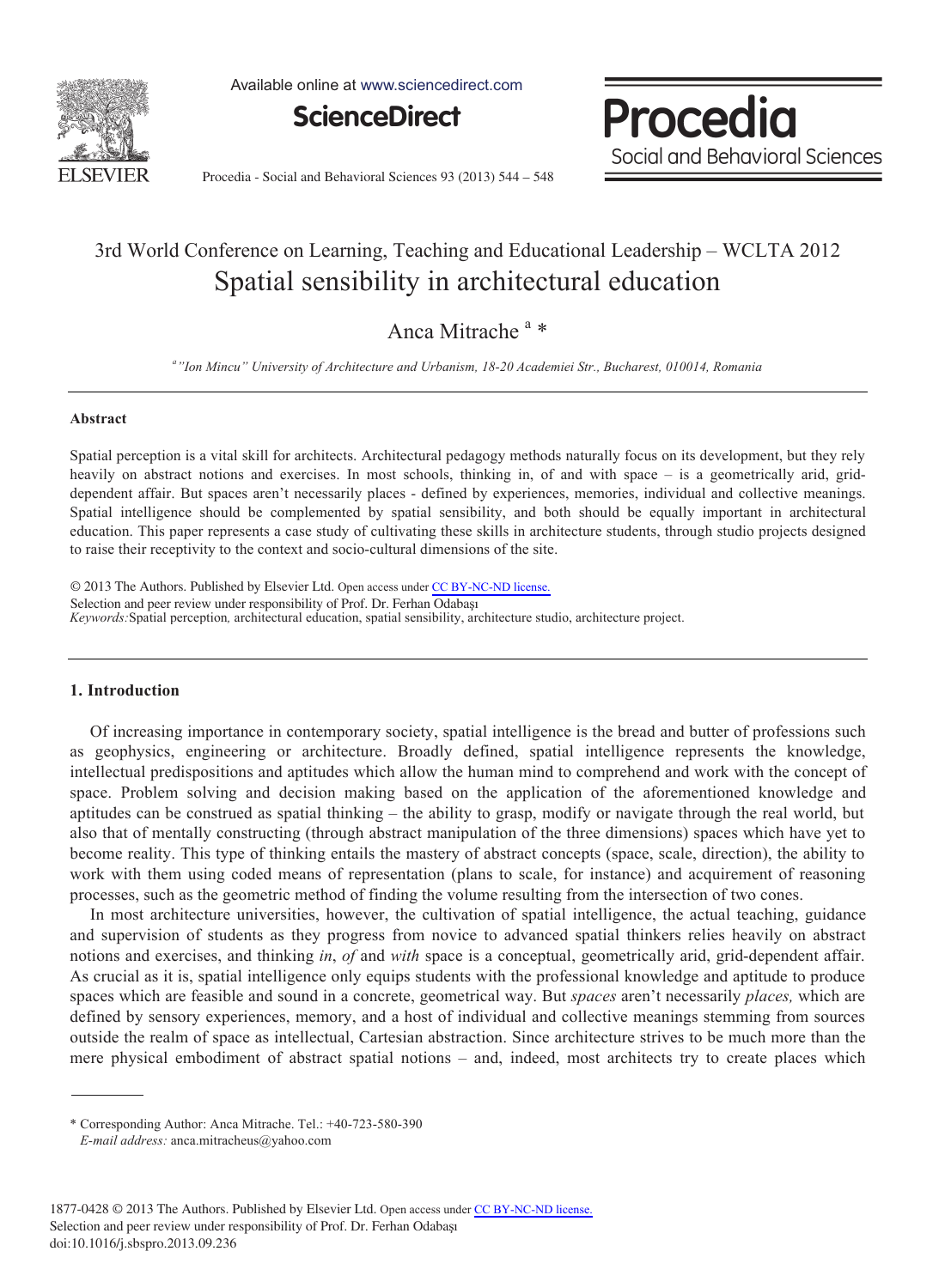3rd World Conference on Learning, Teaching and Educational Leadership – WCLTA 2012

# Spatial sensibility in architectural education

Anca Mitrache [a] *

[a] "Ion Mincu" University of Architecture and Urbanism, 18-20 Academiei Str., Bucharest, 010014, Romania

## Abstract

Spatial perception is a vital skill for architects. Architectural pedagogy methods naturally focus on its development, but they rely heavily on abstract notions and exercises. In most schools, thinking in, of and with space – is a geometrically arid, grid-dependent affair. But spaces aren't necessarily places - defined by experiences, memories, individual and collective meanings. Spatial intelligence should be complemented by spatial sensibility, and both should be equally important in architectural education. This paper represents a case study of cultivating these skills in architecture students, through studio projects designed to raise their receptivity to the context and socio-cultural dimensions of the site.

© 2013 The Authors. Published by Elsevier Ltd. Open access under CC BY-NC-ND license.
Selection and peer review under responsibility of Prof. Dr. Ferhan Odabaşı

*Keywords:* Spatial perception, architectural education, spatial sensibility, architecture studio, architecture project.

## 1. Introduction

Of increasing importance in contemporary society, spatial intelligence is the bread and butter of professions such as geophysics, engineering or architecture. Broadly defined, spatial intelligence represents the knowledge, intellectual predispositions and aptitudes which allow the human mind to comprehend and work with the concept of space. Problem solving and decision making based on the application of the aforementioned knowledge and aptitudes can be construed as spatial thinking – the ability to grasp, modify or navigate through the real world, but also that of mentally constructing (through abstract manipulation of the three dimensions) spaces which have yet to become reality. This type of thinking entails the mastery of abstract concepts (space, scale, direction), the ability to work with them using coded means of representation (plans to scale, for instance) and acquirement of reasoning processes, such as the geometric method of finding the volume resulting from the intersection of two cones.

In most architecture universities, however, the cultivation of spatial intelligence, the actual teaching, guidance and supervision of students as they progress from novice to advanced spatial thinkers relies heavily on abstract notions and exercises, and thinking *in*, *of* and *with* space is a conceptual, geometrically arid, grid-dependent affair. As crucial as it is, spatial intelligence only equips students with the professional knowledge and aptitude to produce spaces which are feasible and sound in a concrete, geometrical way. But *spaces* aren't necessarily *places,* which are defined by sensory experiences, memory, and a host of individual and collective meanings stemming from sources outside the realm of space as intellectual, Cartesian abstraction. Since architecture strives to be much more than the mere physical embodiment of abstract spatial notions – and, indeed, most architects try to create places which

---

\* Corresponding Author: Anca Mitrache. Tel.: +40-723-580-390
*E-mail address:* anca.mitracheus@yahoo.com

1877-0428 © 2013 The Authors. Published by Elsevier Ltd. Open access under CC BY-NC-ND license.
Selection and peer review under responsibility of Prof. Dr. Ferhan Odabaşı
doi:10.1016/j.sbspro.2013.09.236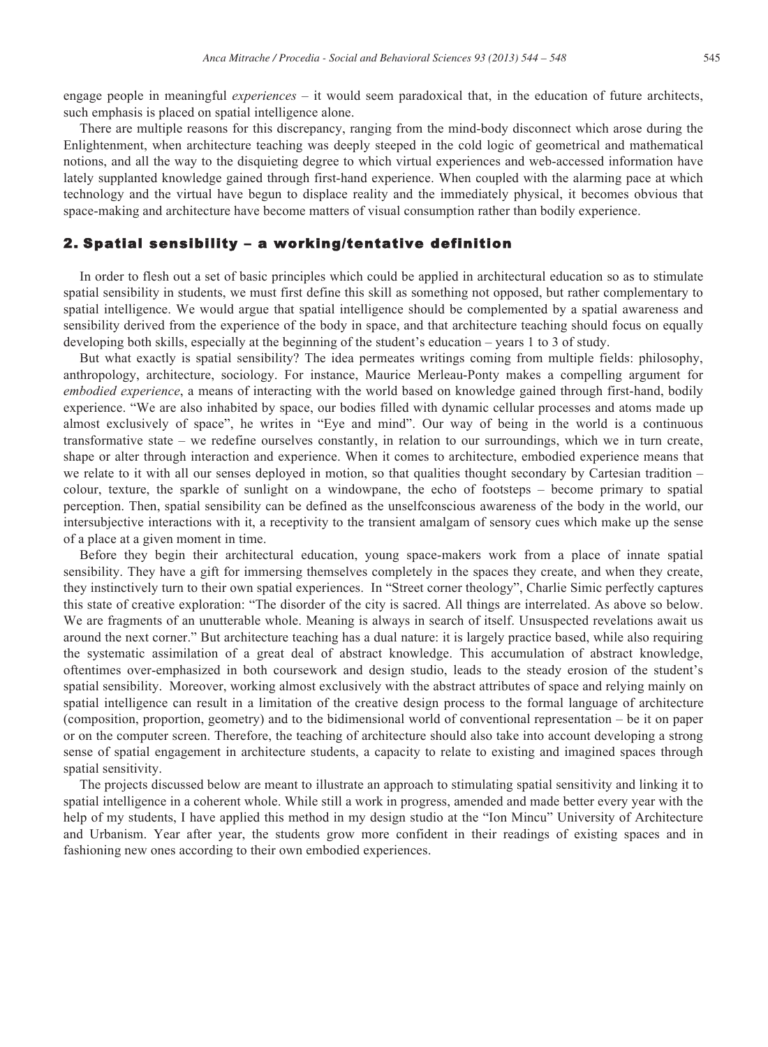engage people in meaningful *experiences* – it would seem paradoxical that, in the education of future architects, such emphasis is placed on spatial intelligence alone.

There are multiple reasons for this discrepancy, ranging from the mind-body disconnect which arose during the Enlightenment, when architecture teaching was deeply steeped in the cold logic of geometrical and mathematical notions, and all the way to the disquieting degree to which virtual experiences and web-accessed information have lately supplanted knowledge gained through first-hand experience. When coupled with the alarming pace at which technology and the virtual have begun to displace reality and the immediately physical, it becomes obvious that space-making and architecture have become matters of visual consumption rather than bodily experience.

## 2. Spatial sensibility – a working/tentative definition

In order to flesh out a set of basic principles which could be applied in architectural education so as to stimulate spatial sensibility in students, we must first define this skill as something not opposed, but rather complementary to spatial intelligence. We would argue that spatial intelligence should be complemented by a spatial awareness and sensibility derived from the experience of the body in space, and that architecture teaching should focus on equally developing both skills, especially at the beginning of the student's education – years 1 to 3 of study.

But what exactly is spatial sensibility? The idea permeates writings coming from multiple fields: philosophy, anthropology, architecture, sociology. For instance, Maurice Merleau-Ponty makes a compelling argument for *embodied experience*, a means of interacting with the world based on knowledge gained through first-hand, bodily experience. "We are also inhabited by space, our bodies filled with dynamic cellular processes and atoms made up almost exclusively of space", he writes in "Eye and mind". Our way of being in the world is a continuous transformative state – we redefine ourselves constantly, in relation to our surroundings, which we in turn create, shape or alter through interaction and experience. When it comes to architecture, embodied experience means that we relate to it with all our senses deployed in motion, so that qualities thought secondary by Cartesian tradition – colour, texture, the sparkle of sunlight on a windowpane, the echo of footsteps – become primary to spatial perception. Then, spatial sensibility can be defined as the unselfconscious awareness of the body in the world, our intersubjective interactions with it, a receptivity to the transient amalgam of sensory cues which make up the sense of a place at a given moment in time.

Before they begin their architectural education, young space-makers work from a place of innate spatial sensibility. They have a gift for immersing themselves completely in the spaces they create, and when they create, they instinctively turn to their own spatial experiences. In "Street corner theology", Charlie Simic perfectly captures this state of creative exploration: "The disorder of the city is sacred. All things are interrelated. As above so below. We are fragments of an unutterable whole. Meaning is always in search of itself. Unsuspected revelations await us around the next corner." But architecture teaching has a dual nature: it is largely practice based, while also requiring the systematic assimilation of a great deal of abstract knowledge. This accumulation of abstract knowledge, oftentimes over-emphasized in both coursework and design studio, leads to the steady erosion of the student's spatial sensibility. Moreover, working almost exclusively with the abstract attributes of space and relying mainly on spatial intelligence can result in a limitation of the creative design process to the formal language of architecture (composition, proportion, geometry) and to the bidimensional world of conventional representation – be it on paper or on the computer screen. Therefore, the teaching of architecture should also take into account developing a strong sense of spatial engagement in architecture students, a capacity to relate to existing and imagined spaces through spatial sensitivity.

The projects discussed below are meant to illustrate an approach to stimulating spatial sensitivity and linking it to spatial intelligence in a coherent whole. While still a work in progress, amended and made better every year with the help of my students, I have applied this method in my design studio at the "Ion Mincu" University of Architecture and Urbanism. Year after year, the students grow more confident in their readings of existing spaces and in fashioning new ones according to their own embodied experiences.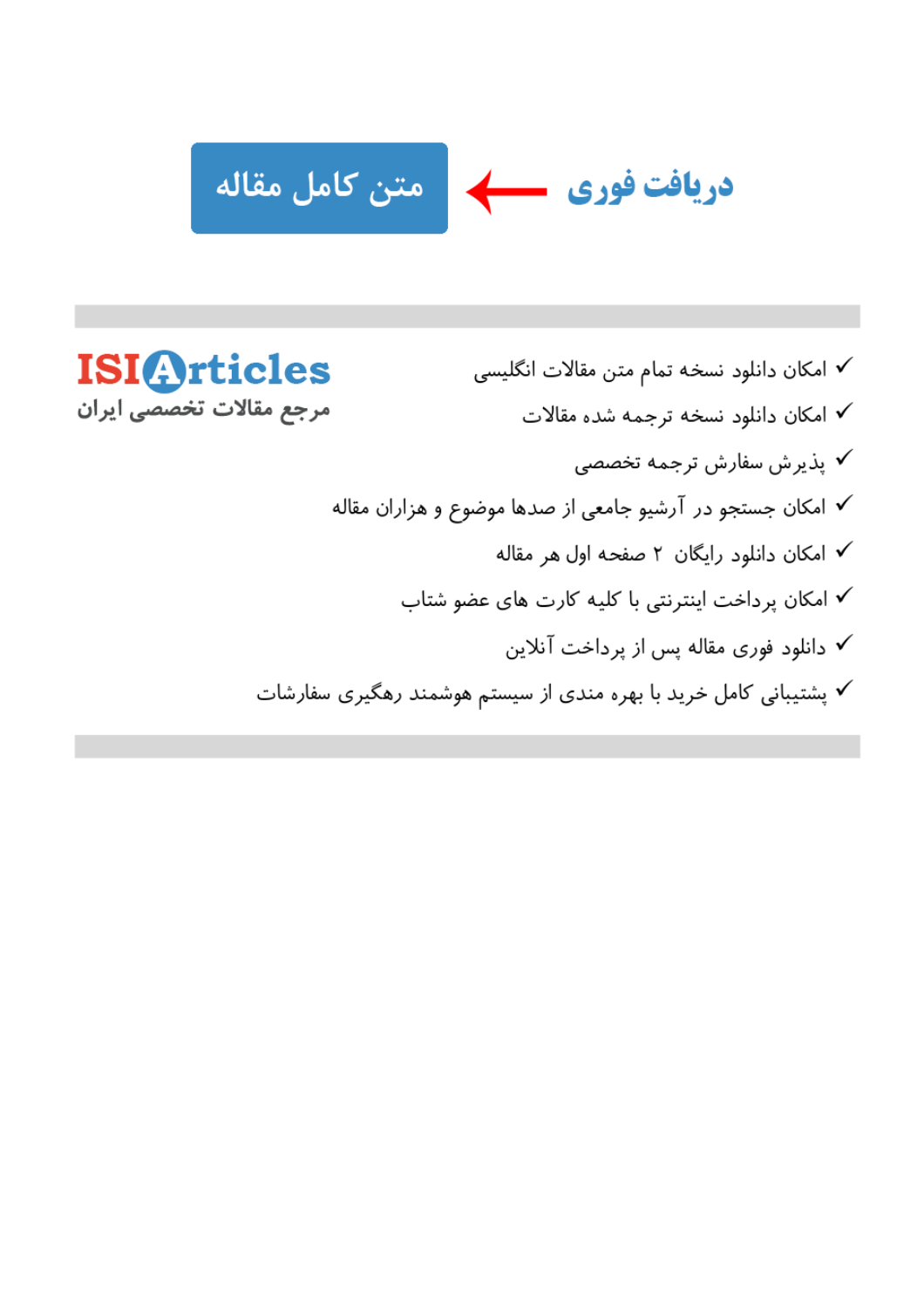دریافت فوری ← متن کامل مقاله

**ISIArticles**
مرجع مقالات تخصصی ایران

- ✓ امکان دانلود نسخه تمام متن مقالات انگلیسی
- ✓ امکان دانلود نسخه ترجمه شده مقالات
- ✓ پذیرش سفارش ترجمه تخصصی
- ✓ امکان جستجو در آرشیو جامعی از صدها موضوع و هزاران مقاله
- ✓ امکان دانلود رایگان ۲ صفحه اول هر مقاله
- ✓ امکان پرداخت اینترنتی با کلیه کارت های عضو شتاب
- ✓ دانلود فوری مقاله پس از پرداخت آنلاین
- ✓ پشتیبانی کامل خرید با بهره مندی از سیستم هوشمند رهگیری سفارشات